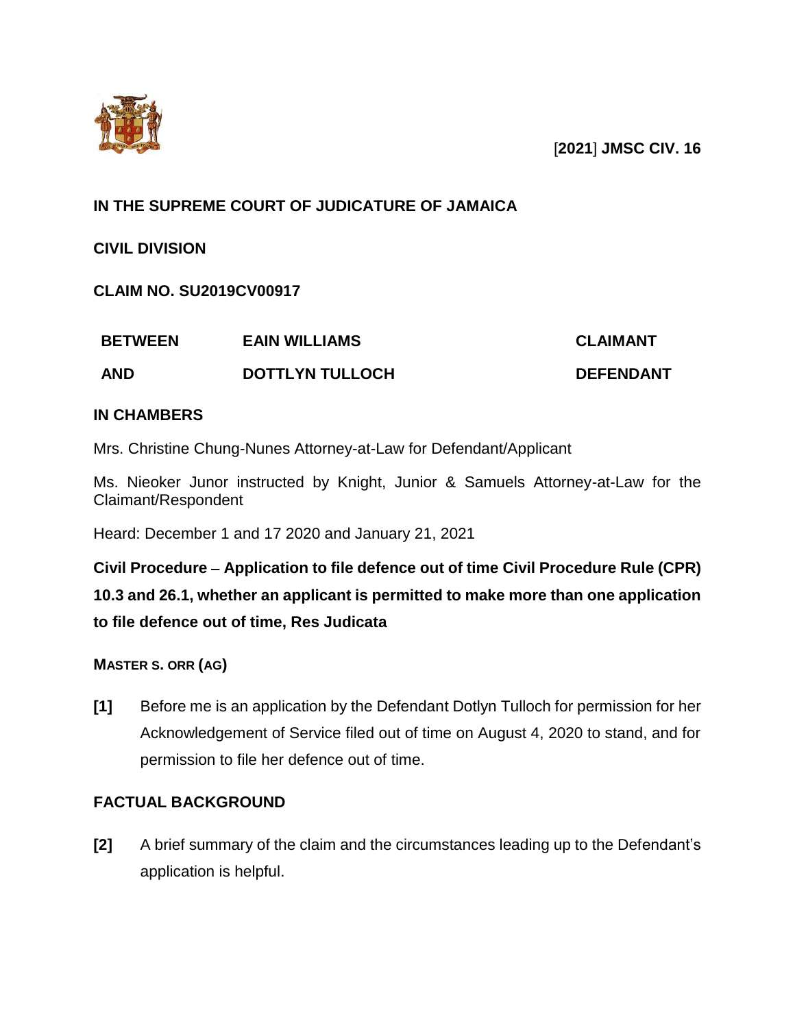[2021] JMSC CIV. 16

**IN THE SUPREME COURT OF JUDICATURE OF JAMAICA**

**CIVIL DIVISION**

**CLAIM NO. SU2019CV00917**

| | | |
|---|---|---|
| **BETWEEN** | **EAIN WILLIAMS** | **CLAIMANT** |
| **AND** | **DOTTLYN TULLOCH** | **DEFENDANT** |

**IN CHAMBERS**

Mrs. Christine Chung-Nunes Attorney-at-Law for Defendant/Applicant

Ms. Nieoker Junor instructed by Knight, Junior & Samuels Attorney-at-Law for the Claimant/Respondent

Heard: December 1 and 17 2020 and January 21, 2021

**Civil Procedure – Application to file defence out of time Civil Procedure Rule (CPR) 10.3 and 26.1, whether an applicant is permitted to make more than one application to file defence out of time, Res Judicata**

**MASTER S. ORR (AG)**

**[1]** Before me is an application by the Defendant Dotlyn Tulloch for permission for her Acknowledgement of Service filed out of time on August 4, 2020 to stand, and for permission to file her defence out of time.

## FACTUAL BACKGROUND

**[2]** A brief summary of the claim and the circumstances leading up to the Defendant's application is helpful.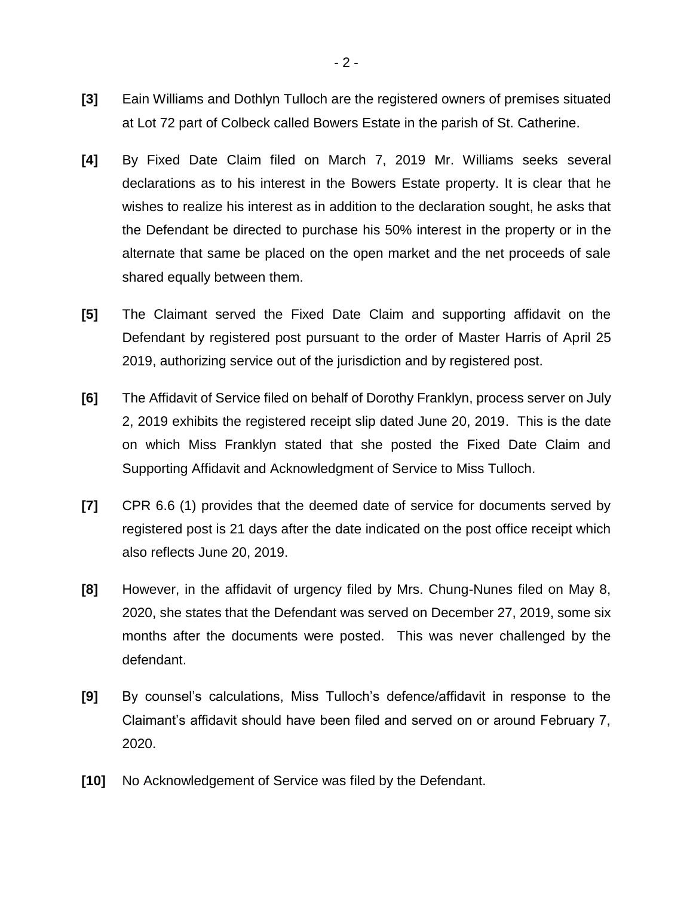**[3]** Eain Williams and Dothlyn Tulloch are the registered owners of premises situated at Lot 72 part of Colbeck called Bowers Estate in the parish of St. Catherine.

**[4]** By Fixed Date Claim filed on March 7, 2019 Mr. Williams seeks several declarations as to his interest in the Bowers Estate property. It is clear that he wishes to realize his interest as in addition to the declaration sought, he asks that the Defendant be directed to purchase his 50% interest in the property or in the alternate that same be placed on the open market and the net proceeds of sale shared equally between them.

**[5]** The Claimant served the Fixed Date Claim and supporting affidavit on the Defendant by registered post pursuant to the order of Master Harris of April 25 2019, authorizing service out of the jurisdiction and by registered post.

**[6]** The Affidavit of Service filed on behalf of Dorothy Franklyn, process server on July 2, 2019 exhibits the registered receipt slip dated June 20, 2019. This is the date on which Miss Franklyn stated that she posted the Fixed Date Claim and Supporting Affidavit and Acknowledgment of Service to Miss Tulloch.

**[7]** CPR 6.6 (1) provides that the deemed date of service for documents served by registered post is 21 days after the date indicated on the post office receipt which also reflects June 20, 2019.

**[8]** However, in the affidavit of urgency filed by Mrs. Chung-Nunes filed on May 8, 2020, she states that the Defendant was served on December 27, 2019, some six months after the documents were posted. This was never challenged by the defendant.

**[9]** By counsel's calculations, Miss Tulloch's defence/affidavit in response to the Claimant's affidavit should have been filed and served on or around February 7, 2020.

**[10]** No Acknowledgement of Service was filed by the Defendant.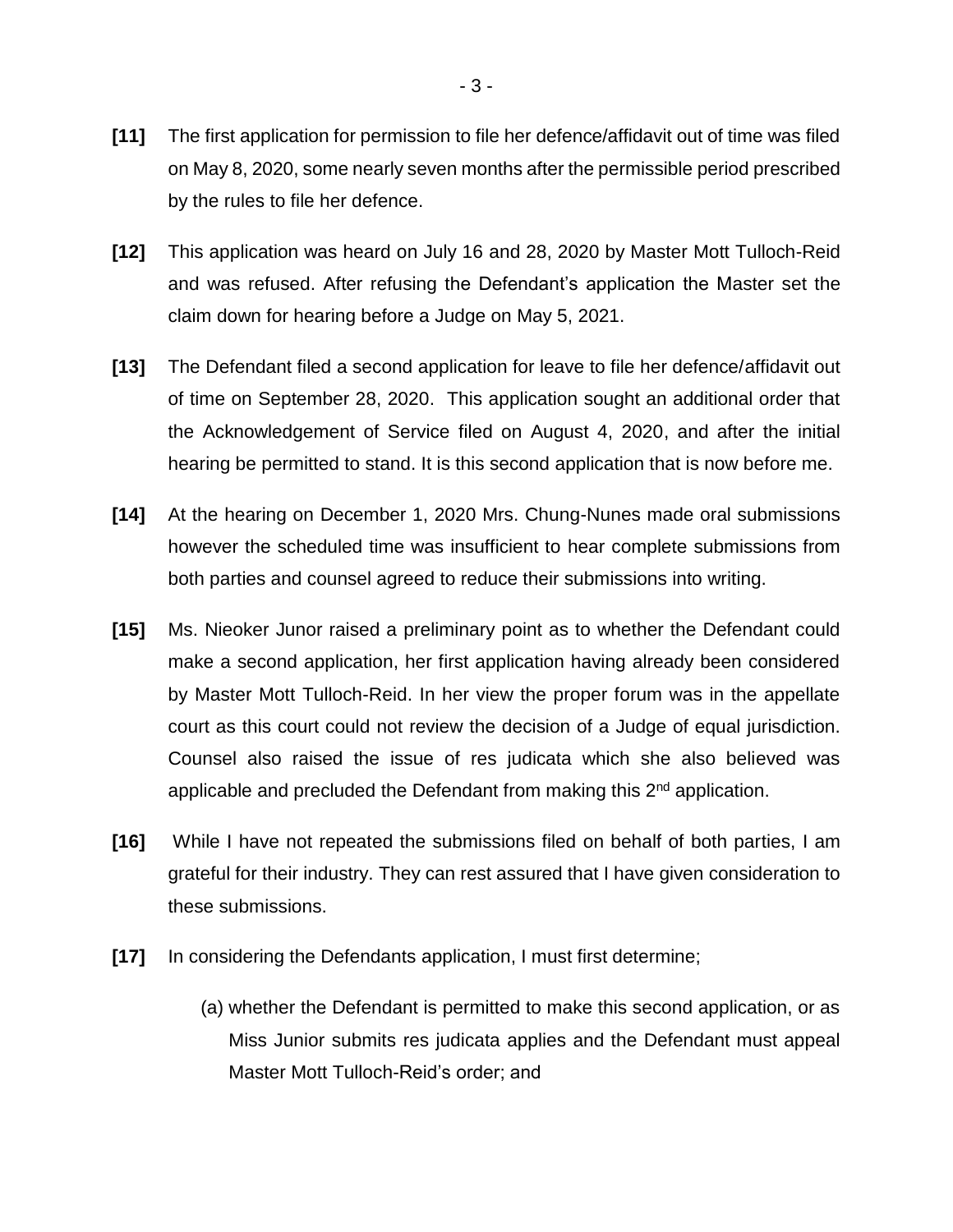**[11]** The first application for permission to file her defence/affidavit out of time was filed on May 8, 2020, some nearly seven months after the permissible period prescribed by the rules to file her defence.

**[12]** This application was heard on July 16 and 28, 2020 by Master Mott Tulloch-Reid and was refused. After refusing the Defendant's application the Master set the claim down for hearing before a Judge on May 5, 2021.

**[13]** The Defendant filed a second application for leave to file her defence/affidavit out of time on September 28, 2020. This application sought an additional order that the Acknowledgement of Service filed on August 4, 2020, and after the initial hearing be permitted to stand. It is this second application that is now before me.

**[14]** At the hearing on December 1, 2020 Mrs. Chung-Nunes made oral submissions however the scheduled time was insufficient to hear complete submissions from both parties and counsel agreed to reduce their submissions into writing.

**[15]** Ms. Nieoker Junor raised a preliminary point as to whether the Defendant could make a second application, her first application having already been considered by Master Mott Tulloch-Reid. In her view the proper forum was in the appellate court as this court could not review the decision of a Judge of equal jurisdiction. Counsel also raised the issue of res judicata which she also believed was applicable and precluded the Defendant from making this 2nd application.

**[16]** While I have not repeated the submissions filed on behalf of both parties, I am grateful for their industry. They can rest assured that I have given consideration to these submissions.

**[17]** In considering the Defendants application, I must first determine;

(a) whether the Defendant is permitted to make this second application, or as Miss Junior submits res judicata applies and the Defendant must appeal Master Mott Tulloch-Reid's order; and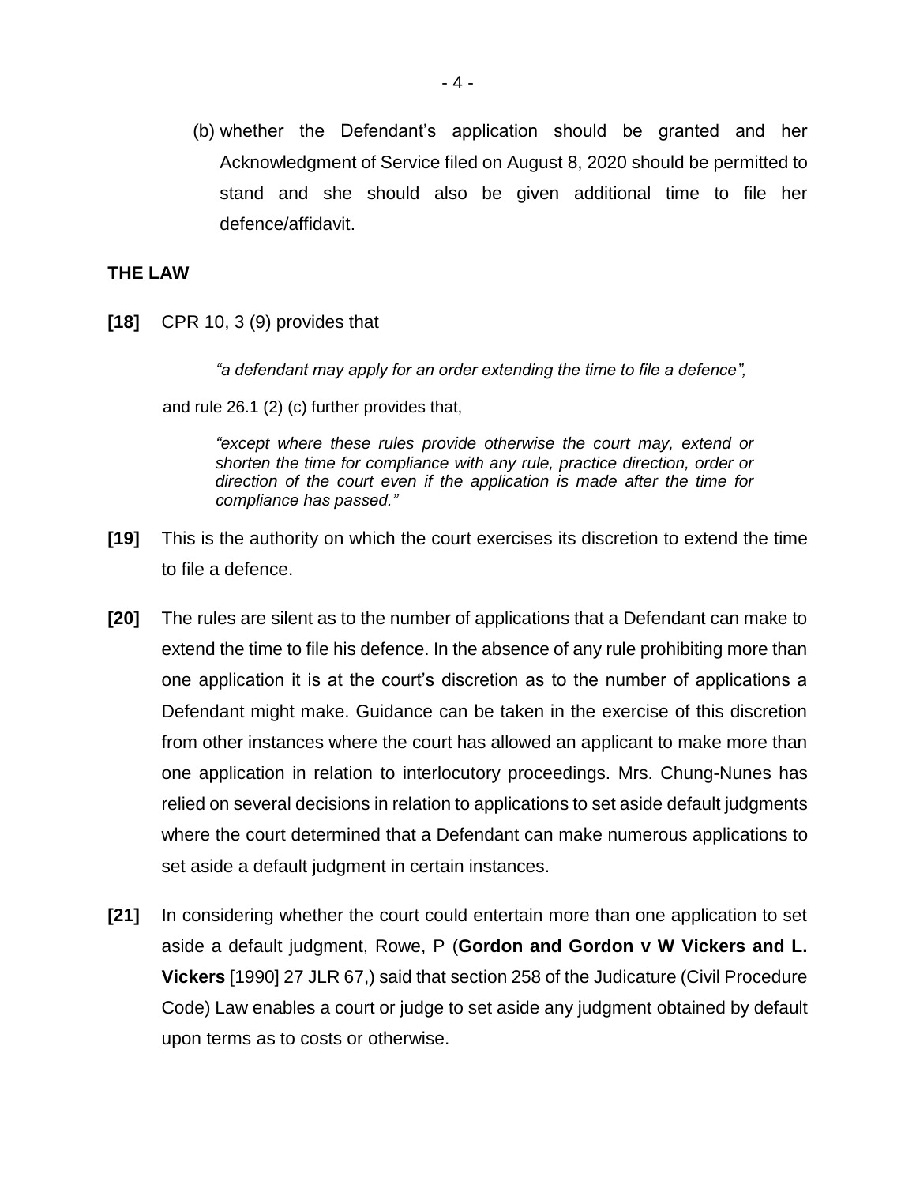(b) whether the Defendant's application should be granted and her Acknowledgment of Service filed on August 8, 2020 should be permitted to stand and she should also be given additional time to file her defence/affidavit.

## THE LAW

**[18]** CPR 10, 3 (9) provides that

> *"a defendant may apply for an order extending the time to file a defence",*

and rule 26.1 (2) (c) further provides that,

> *"except where these rules provide otherwise the court may, extend or shorten the time for compliance with any rule, practice direction, order or direction of the court even if the application is made after the time for compliance has passed."*

**[19]** This is the authority on which the court exercises its discretion to extend the time to file a defence.

**[20]** The rules are silent as to the number of applications that a Defendant can make to extend the time to file his defence. In the absence of any rule prohibiting more than one application it is at the court's discretion as to the number of applications a Defendant might make. Guidance can be taken in the exercise of this discretion from other instances where the court has allowed an applicant to make more than one application in relation to interlocutory proceedings. Mrs. Chung-Nunes has relied on several decisions in relation to applications to set aside default judgments where the court determined that a Defendant can make numerous applications to set aside a default judgment in certain instances.

**[21]** In considering whether the court could entertain more than one application to set aside a default judgment, Rowe, P (**Gordon and Gordon v W Vickers and L. Vickers** [1990] 27 JLR 67,) said that section 258 of the Judicature (Civil Procedure Code) Law enables a court or judge to set aside any judgment obtained by default upon terms as to costs or otherwise.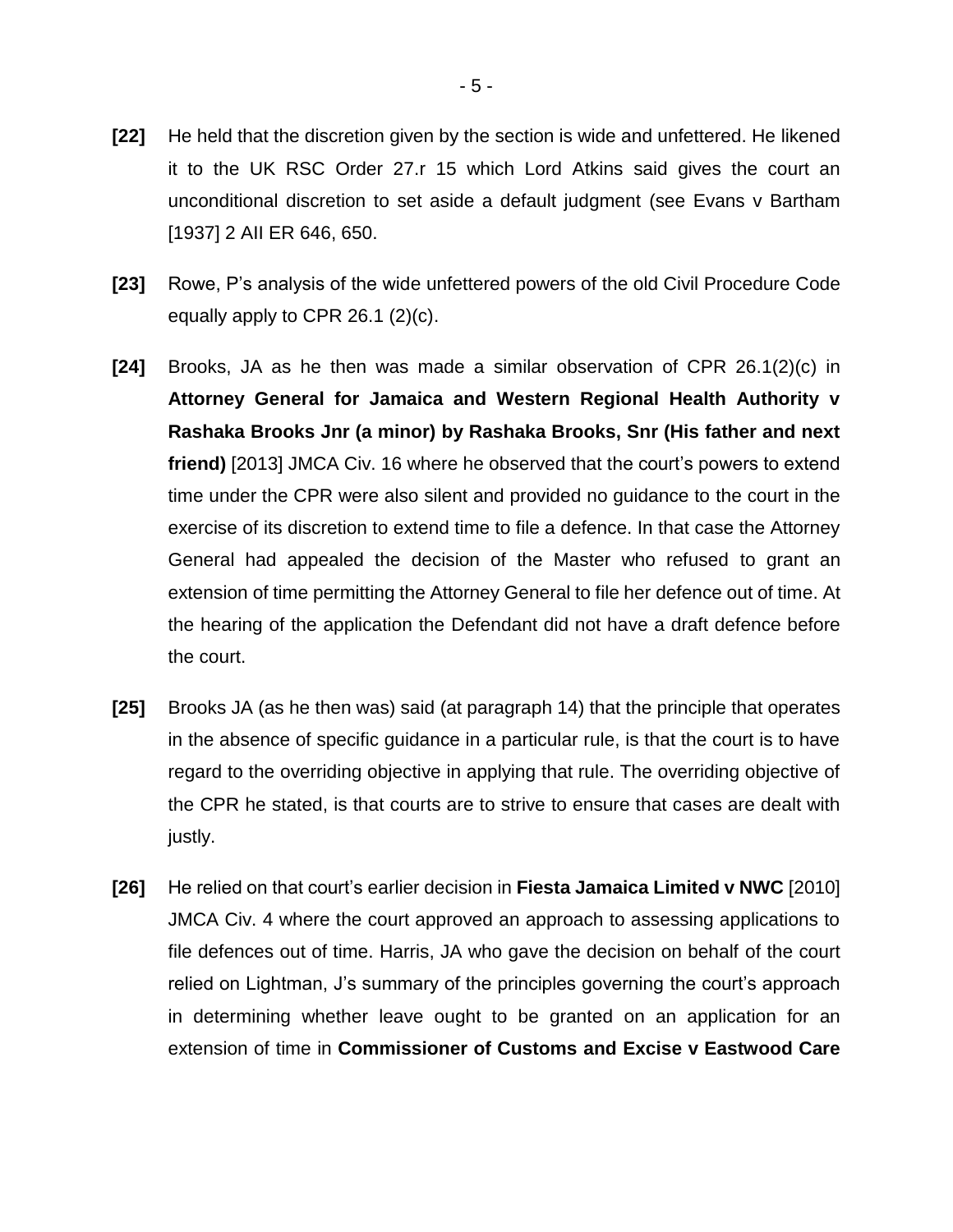**[22]** He held that the discretion given by the section is wide and unfettered. He likened it to the UK RSC Order 27.r 15 which Lord Atkins said gives the court an unconditional discretion to set aside a default judgment (see Evans v Bartham [1937] 2 AII ER 646, 650.

**[23]** Rowe, P's analysis of the wide unfettered powers of the old Civil Procedure Code equally apply to CPR 26.1 (2)(c).

**[24]** Brooks, JA as he then was made a similar observation of CPR 26.1(2)(c) in **Attorney General for Jamaica and Western Regional Health Authority v Rashaka Brooks Jnr (a minor) by Rashaka Brooks, Snr (His father and next friend)** [2013] JMCA Civ. 16 where he observed that the court's powers to extend time under the CPR were also silent and provided no guidance to the court in the exercise of its discretion to extend time to file a defence. In that case the Attorney General had appealed the decision of the Master who refused to grant an extension of time permitting the Attorney General to file her defence out of time. At the hearing of the application the Defendant did not have a draft defence before the court.

**[25]** Brooks JA (as he then was) said (at paragraph 14) that the principle that operates in the absence of specific guidance in a particular rule, is that the court is to have regard to the overriding objective in applying that rule. The overriding objective of the CPR he stated, is that courts are to strive to ensure that cases are dealt with justly.

**[26]** He relied on that court's earlier decision in **Fiesta Jamaica Limited v NWC** [2010] JMCA Civ. 4 where the court approved an approach to assessing applications to file defences out of time. Harris, JA who gave the decision on behalf of the court relied on Lightman, J's summary of the principles governing the court's approach in determining whether leave ought to be granted on an application for an extension of time in **Commissioner of Customs and Excise v Eastwood Care**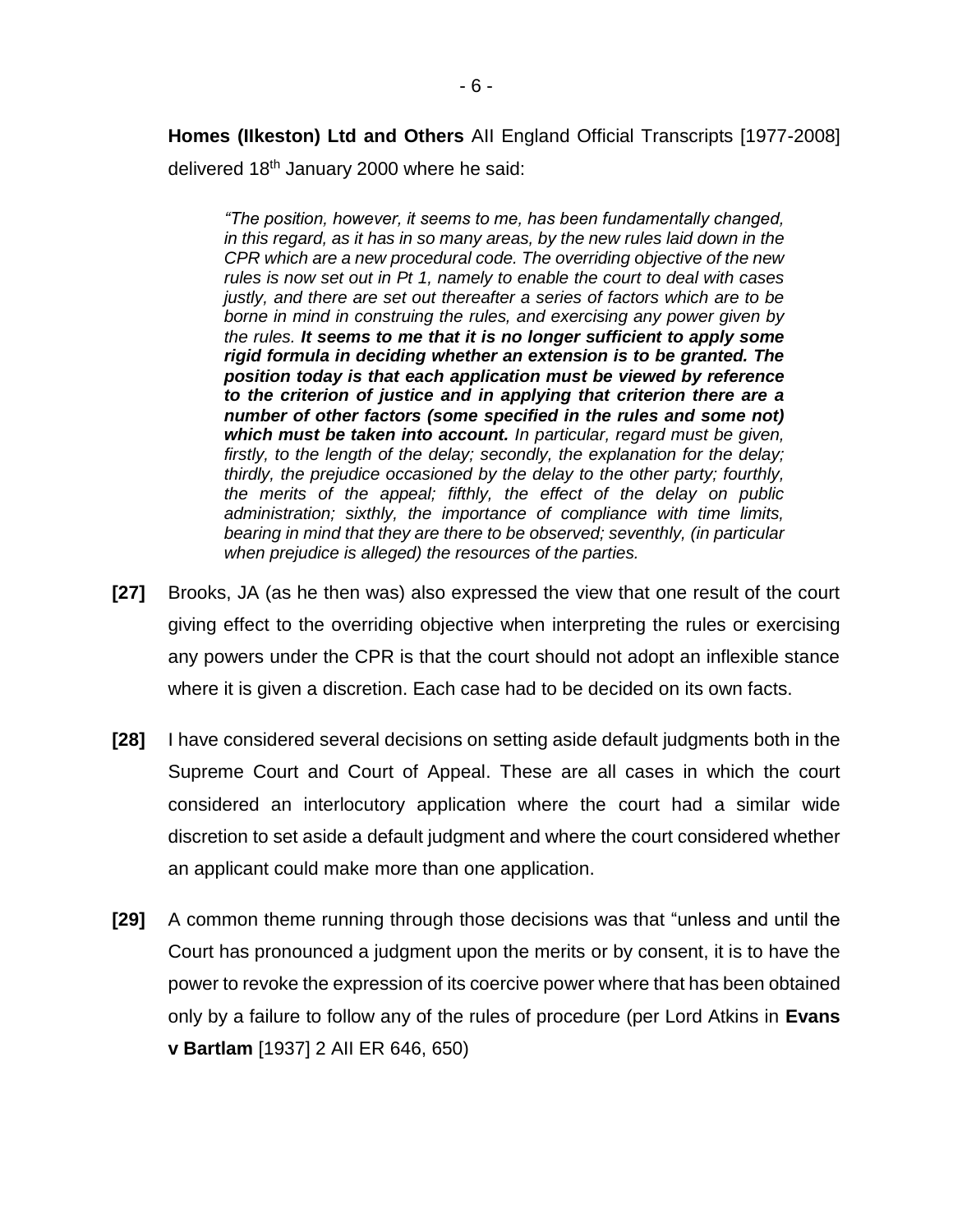**Homes (Ilkeston) Ltd and Others** All England Official Transcripts [1977-2008] delivered 18th January 2000 where he said:

> *"The position, however, it seems to me, has been fundamentally changed, in this regard, as it has in so many areas, by the new rules laid down in the CPR which are a new procedural code. The overriding objective of the new rules is now set out in Pt 1, namely to enable the court to deal with cases justly, and there are set out thereafter a series of factors which are to be borne in mind in construing the rules, and exercising any power given by the rules.* ***It seems to me that it is no longer sufficient to apply some rigid formula in deciding whether an extension is to be granted. The position today is that each application must be viewed by reference to the criterion of justice and in applying that criterion there are a number of other factors (some specified in the rules and some not) which must be taken into account.*** *In particular, regard must be given, firstly, to the length of the delay; secondly, the explanation for the delay; thirdly, the prejudice occasioned by the delay to the other party; fourthly, the merits of the appeal; fifthly, the effect of the delay on public administration; sixthly, the importance of compliance with time limits, bearing in mind that they are there to be observed; seventhly, (in particular when prejudice is alleged) the resources of the parties.*

**[27]** Brooks, JA (as he then was) also expressed the view that one result of the court giving effect to the overriding objective when interpreting the rules or exercising any powers under the CPR is that the court should not adopt an inflexible stance where it is given a discretion. Each case had to be decided on its own facts.

**[28]** I have considered several decisions on setting aside default judgments both in the Supreme Court and Court of Appeal. These are all cases in which the court considered an interlocutory application where the court had a similar wide discretion to set aside a default judgment and where the court considered whether an applicant could make more than one application.

**[29]** A common theme running through those decisions was that "unless and until the Court has pronounced a judgment upon the merits or by consent, it is to have the power to revoke the expression of its coercive power where that has been obtained only by a failure to follow any of the rules of procedure (per Lord Atkins in **Evans v Bartlam** [1937] 2 All ER 646, 650)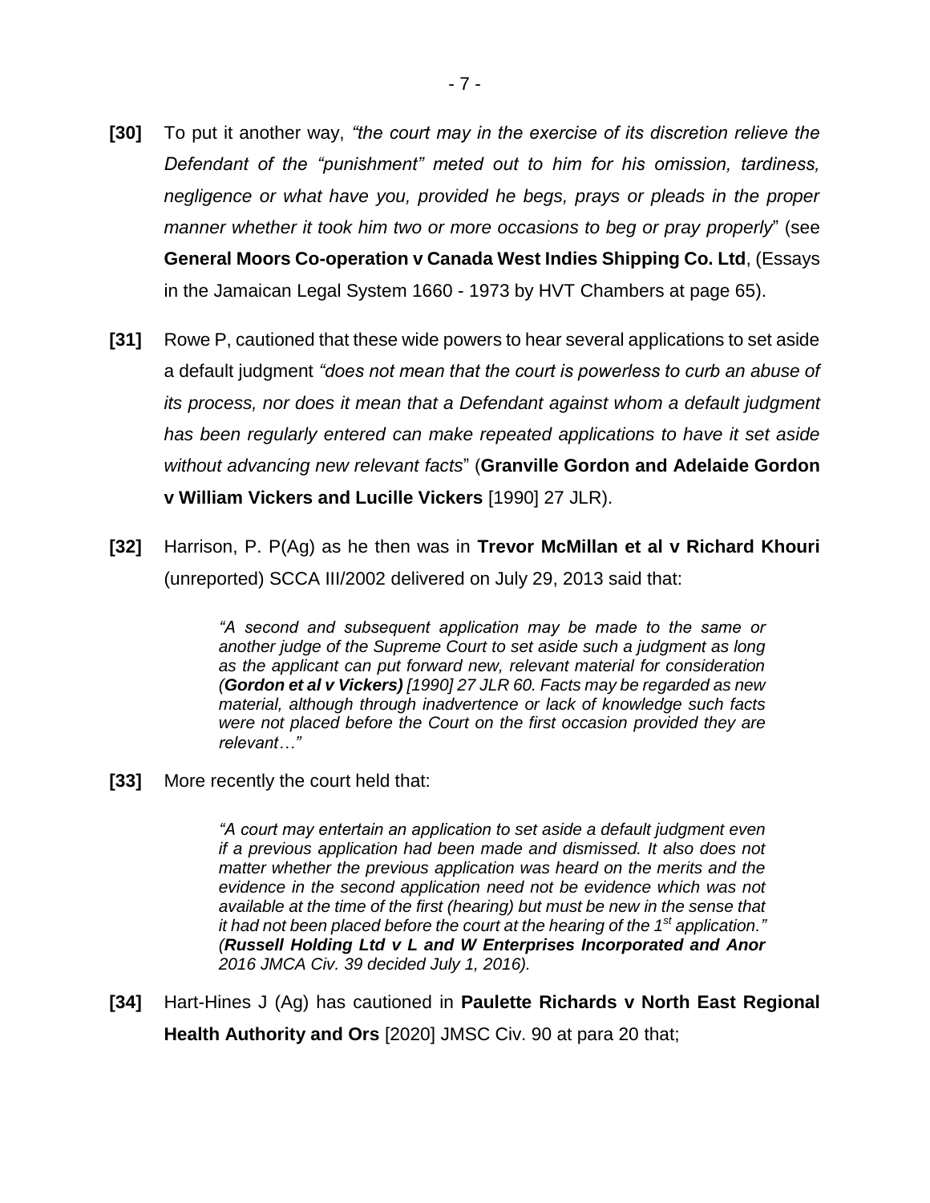**[30]** To put it another way, *"the court may in the exercise of its discretion relieve the Defendant of the "punishment" meted out to him for his omission, tardiness, negligence or what have you, provided he begs, prays or pleads in the proper manner whether it took him two or more occasions to beg or pray properly*" (see **General Moors Co-operation v Canada West Indies Shipping Co. Ltd**, (Essays in the Jamaican Legal System 1660 - 1973 by HVT Chambers at page 65).

**[31]** Rowe P, cautioned that these wide powers to hear several applications to set aside a default judgment *"does not mean that the court is powerless to curb an abuse of its process, nor does it mean that a Defendant against whom a default judgment has been regularly entered can make repeated applications to have it set aside without advancing new relevant facts*" (**Granville Gordon and Adelaide Gordon v William Vickers and Lucille Vickers** [1990] 27 JLR).

**[32]** Harrison, P. P(Ag) as he then was in **Trevor McMillan et al v Richard Khouri** (unreported) SCCA III/2002 delivered on July 29, 2013 said that:

> *"A second and subsequent application may be made to the same or another judge of the Supreme Court to set aside such a judgment as long as the applicant can put forward new, relevant material for consideration (**Gordon et al v Vickers)** [1990] 27 JLR 60. Facts may be regarded as new material, although through inadvertence or lack of knowledge such facts were not placed before the Court on the first occasion provided they are relevant…"*

**[33]** More recently the court held that:

> *"A court may entertain an application to set aside a default judgment even if a previous application had been made and dismissed. It also does not matter whether the previous application was heard on the merits and the evidence in the second application need not be evidence which was not available at the time of the first (hearing) but must be new in the sense that it had not been placed before the court at the hearing of the 1st application." (**Russell Holding Ltd v L and W Enterprises Incorporated and Anor** 2016 JMCA Civ. 39 decided July 1, 2016).*

**[34]** Hart-Hines J (Ag) has cautioned in **Paulette Richards v North East Regional Health Authority and Ors** [2020] JMSC Civ. 90 at para 20 that;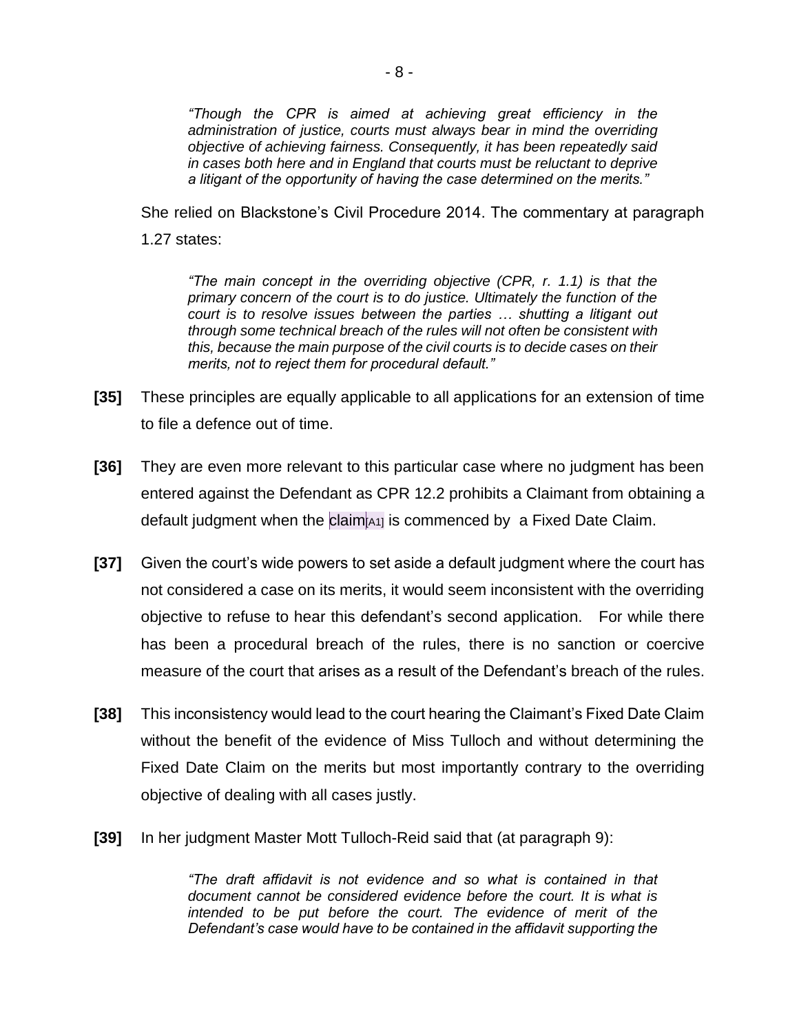> *"Though the CPR is aimed at achieving great efficiency in the administration of justice, courts must always bear in mind the overriding objective of achieving fairness. Consequently, it has been repeatedly said in cases both here and in England that courts must be reluctant to deprive a litigant of the opportunity of having the case determined on the merits."*

She relied on Blackstone's Civil Procedure 2014. The commentary at paragraph 1.27 states:

> *"The main concept in the overriding objective (CPR, r. 1.1) is that the primary concern of the court is to do justice. Ultimately the function of the court is to resolve issues between the parties … shutting a litigant out through some technical breach of the rules will not often be consistent with this, because the main purpose of the civil courts is to decide cases on their merits, not to reject them for procedural default."*

**[35]** These principles are equally applicable to all applications for an extension of time to file a defence out of time.

**[36]** They are even more relevant to this particular case where no judgment has been entered against the Defendant as CPR 12.2 prohibits a Claimant from obtaining a default judgment when the claim[A1] is commenced by a Fixed Date Claim.

**[37]** Given the court's wide powers to set aside a default judgment where the court has not considered a case on its merits, it would seem inconsistent with the overriding objective to refuse to hear this defendant's second application. For while there has been a procedural breach of the rules, there is no sanction or coercive measure of the court that arises as a result of the Defendant's breach of the rules.

**[38]** This inconsistency would lead to the court hearing the Claimant's Fixed Date Claim without the benefit of the evidence of Miss Tulloch and without determining the Fixed Date Claim on the merits but most importantly contrary to the overriding objective of dealing with all cases justly.

**[39]** In her judgment Master Mott Tulloch-Reid said that (at paragraph 9):

> *"The draft affidavit is not evidence and so what is contained in that document cannot be considered evidence before the court. It is what is intended to be put before the court. The evidence of merit of the Defendant's case would have to be contained in the affidavit supporting the*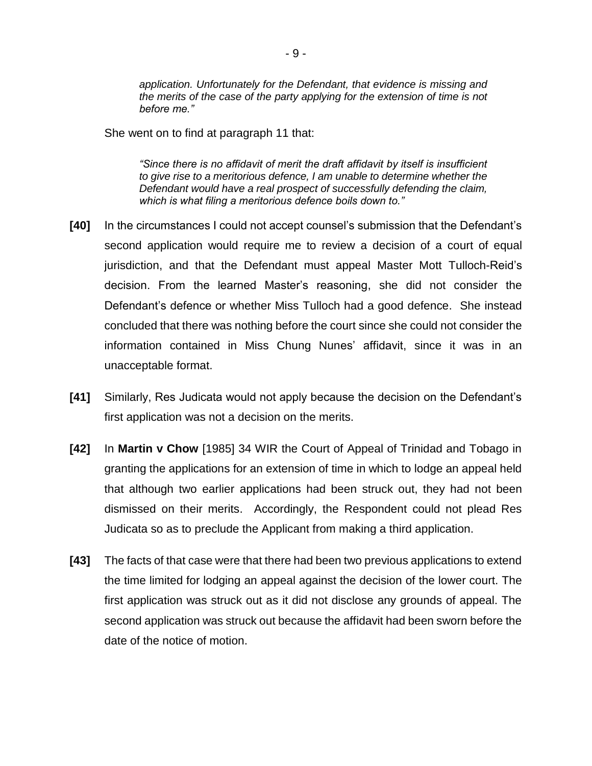> *application. Unfortunately for the Defendant, that evidence is missing and the merits of the case of the party applying for the extension of time is not before me."*

She went on to find at paragraph 11 that:

> *"Since there is no affidavit of merit the draft affidavit by itself is insufficient to give rise to a meritorious defence, I am unable to determine whether the Defendant would have a real prospect of successfully defending the claim, which is what filing a meritorious defence boils down to."*

**[40]** In the circumstances I could not accept counsel's submission that the Defendant's second application would require me to review a decision of a court of equal jurisdiction, and that the Defendant must appeal Master Mott Tulloch-Reid's decision. From the learned Master's reasoning, she did not consider the Defendant's defence or whether Miss Tulloch had a good defence. She instead concluded that there was nothing before the court since she could not consider the information contained in Miss Chung Nunes' affidavit, since it was in an unacceptable format.

**[41]** Similarly, Res Judicata would not apply because the decision on the Defendant's first application was not a decision on the merits.

**[42]** In **Martin v Chow** [1985] 34 WIR the Court of Appeal of Trinidad and Tobago in granting the applications for an extension of time in which to lodge an appeal held that although two earlier applications had been struck out, they had not been dismissed on their merits. Accordingly, the Respondent could not plead Res Judicata so as to preclude the Applicant from making a third application.

**[43]** The facts of that case were that there had been two previous applications to extend the time limited for lodging an appeal against the decision of the lower court. The first application was struck out as it did not disclose any grounds of appeal. The second application was struck out because the affidavit had been sworn before the date of the notice of motion.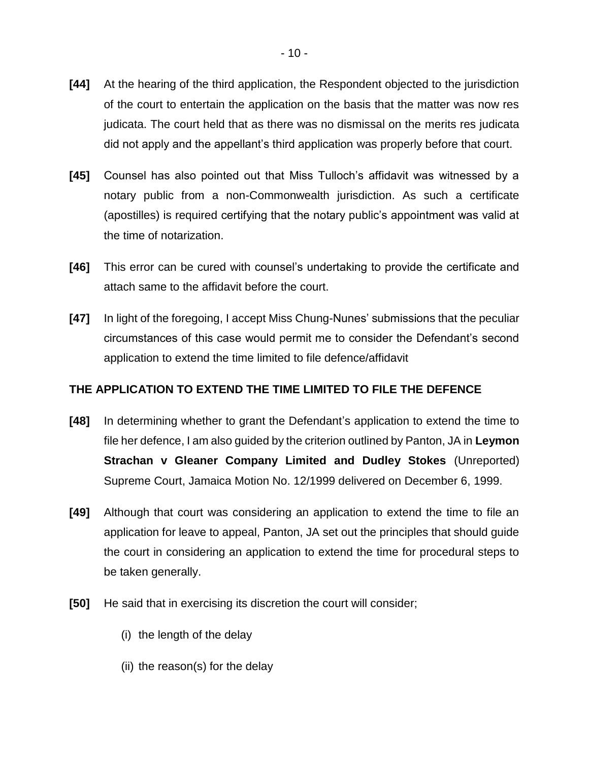**[44]** At the hearing of the third application, the Respondent objected to the jurisdiction of the court to entertain the application on the basis that the matter was now res judicata. The court held that as there was no dismissal on the merits res judicata did not apply and the appellant's third application was properly before that court.

**[45]** Counsel has also pointed out that Miss Tulloch's affidavit was witnessed by a notary public from a non-Commonwealth jurisdiction. As such a certificate (apostilles) is required certifying that the notary public's appointment was valid at the time of notarization.

**[46]** This error can be cured with counsel's undertaking to provide the certificate and attach same to the affidavit before the court.

**[47]** In light of the foregoing, I accept Miss Chung-Nunes' submissions that the peculiar circumstances of this case would permit me to consider the Defendant's second application to extend the time limited to file defence/affidavit

## THE APPLICATION TO EXTEND THE TIME LIMITED TO FILE THE DEFENCE

**[48]** In determining whether to grant the Defendant's application to extend the time to file her defence, I am also guided by the criterion outlined by Panton, JA in **Leymon Strachan v Gleaner Company Limited and Dudley Stokes** (Unreported) Supreme Court, Jamaica Motion No. 12/1999 delivered on December 6, 1999.

**[49]** Although that court was considering an application to extend the time to file an application for leave to appeal, Panton, JA set out the principles that should guide the court in considering an application to extend the time for procedural steps to be taken generally.

**[50]** He said that in exercising its discretion the court will consider;

(i) the length of the delay

(ii) the reason(s) for the delay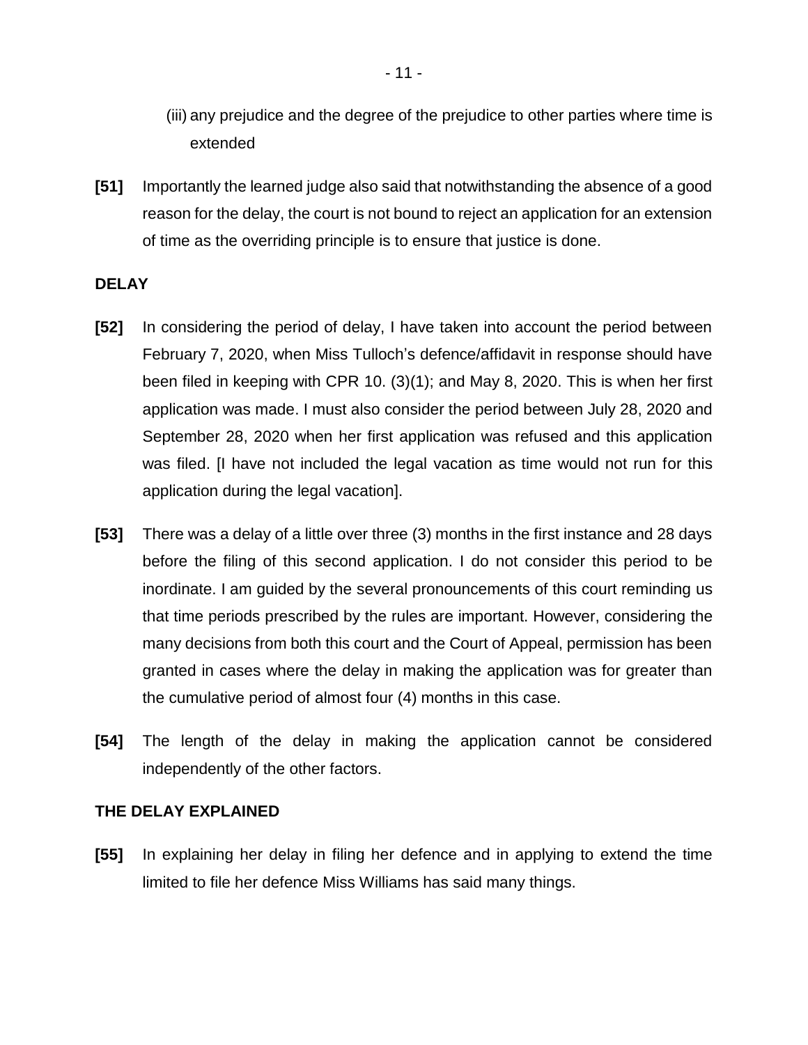(iii) any prejudice and the degree of the prejudice to other parties where time is extended

**[51]** Importantly the learned judge also said that notwithstanding the absence of a good reason for the delay, the court is not bound to reject an application for an extension of time as the overriding principle is to ensure that justice is done.

**DELAY**

**[52]** In considering the period of delay, I have taken into account the period between February 7, 2020, when Miss Tulloch's defence/affidavit in response should have been filed in keeping with CPR 10. (3)(1); and May 8, 2020. This is when her first application was made. I must also consider the period between July 28, 2020 and September 28, 2020 when her first application was refused and this application was filed. [I have not included the legal vacation as time would not run for this application during the legal vacation].

**[53]** There was a delay of a little over three (3) months in the first instance and 28 days before the filing of this second application. I do not consider this period to be inordinate. I am guided by the several pronouncements of this court reminding us that time periods prescribed by the rules are important. However, considering the many decisions from both this court and the Court of Appeal, permission has been granted in cases where the delay in making the application was for greater than the cumulative period of almost four (4) months in this case.

**[54]** The length of the delay in making the application cannot be considered independently of the other factors.

**THE DELAY EXPLAINED**

**[55]** In explaining her delay in filing her defence and in applying to extend the time limited to file her defence Miss Williams has said many things.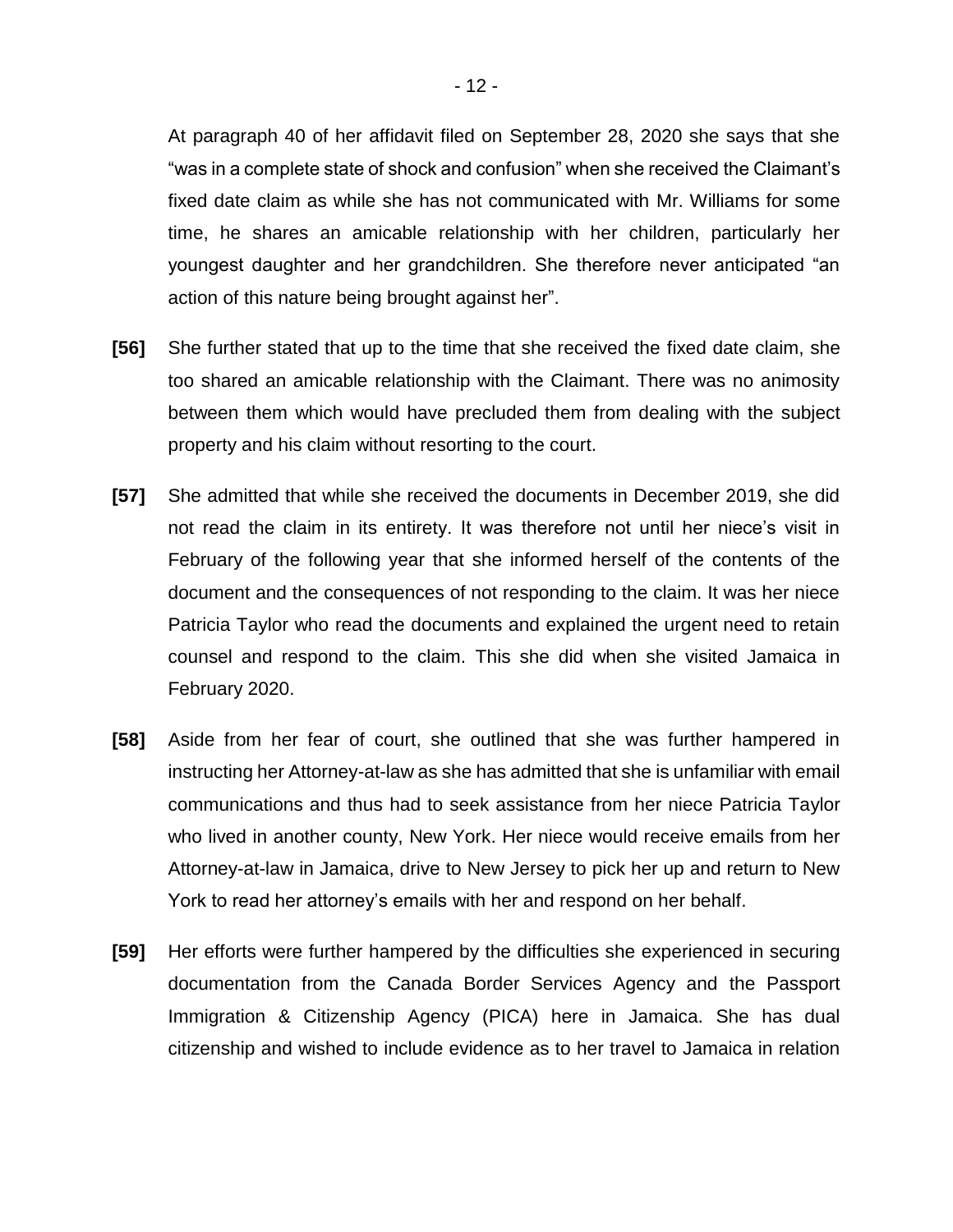At paragraph 40 of her affidavit filed on September 28, 2020 she says that she "was in a complete state of shock and confusion" when she received the Claimant's fixed date claim as while she has not communicated with Mr. Williams for some time, he shares an amicable relationship with her children, particularly her youngest daughter and her grandchildren. She therefore never anticipated "an action of this nature being brought against her".

**[56]** She further stated that up to the time that she received the fixed date claim, she too shared an amicable relationship with the Claimant. There was no animosity between them which would have precluded them from dealing with the subject property and his claim without resorting to the court.

**[57]** She admitted that while she received the documents in December 2019, she did not read the claim in its entirety. It was therefore not until her niece's visit in February of the following year that she informed herself of the contents of the document and the consequences of not responding to the claim. It was her niece Patricia Taylor who read the documents and explained the urgent need to retain counsel and respond to the claim. This she did when she visited Jamaica in February 2020.

**[58]** Aside from her fear of court, she outlined that she was further hampered in instructing her Attorney-at-law as she has admitted that she is unfamiliar with email communications and thus had to seek assistance from her niece Patricia Taylor who lived in another county, New York. Her niece would receive emails from her Attorney-at-law in Jamaica, drive to New Jersey to pick her up and return to New York to read her attorney's emails with her and respond on her behalf.

**[59]** Her efforts were further hampered by the difficulties she experienced in securing documentation from the Canada Border Services Agency and the Passport Immigration & Citizenship Agency (PICA) here in Jamaica. She has dual citizenship and wished to include evidence as to her travel to Jamaica in relation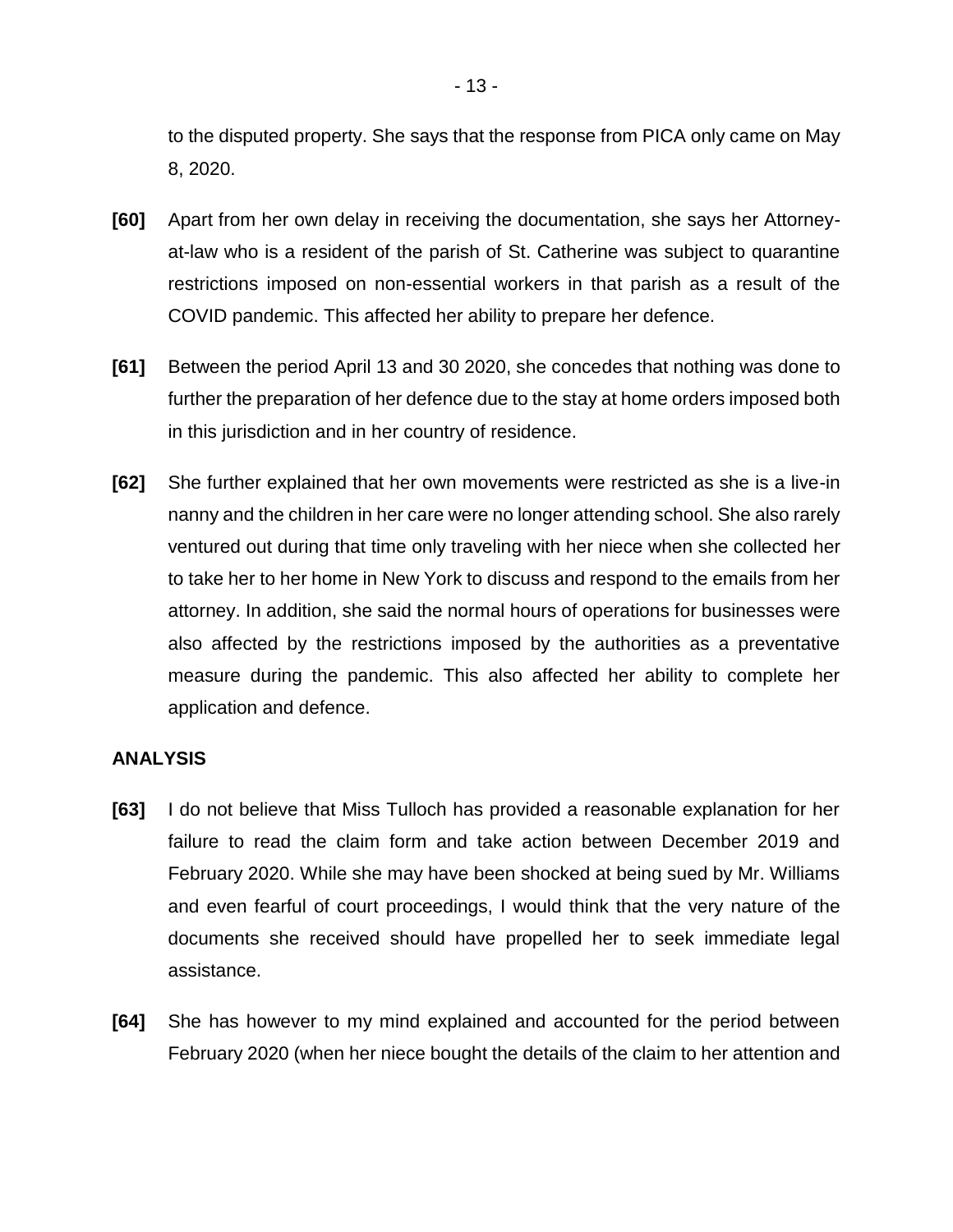to the disputed property. She says that the response from PICA only came on May 8, 2020.

**[60]** Apart from her own delay in receiving the documentation, she says her Attorney-at-law who is a resident of the parish of St. Catherine was subject to quarantine restrictions imposed on non-essential workers in that parish as a result of the COVID pandemic. This affected her ability to prepare her defence.

**[61]** Between the period April 13 and 30 2020, she concedes that nothing was done to further the preparation of her defence due to the stay at home orders imposed both in this jurisdiction and in her country of residence.

**[62]** She further explained that her own movements were restricted as she is a live-in nanny and the children in her care were no longer attending school. She also rarely ventured out during that time only traveling with her niece when she collected her to take her to her home in New York to discuss and respond to the emails from her attorney. In addition, she said the normal hours of operations for businesses were also affected by the restrictions imposed by the authorities as a preventative measure during the pandemic. This also affected her ability to complete her application and defence.

**ANALYSIS**

**[63]** I do not believe that Miss Tulloch has provided a reasonable explanation for her failure to read the claim form and take action between December 2019 and February 2020. While she may have been shocked at being sued by Mr. Williams and even fearful of court proceedings, I would think that the very nature of the documents she received should have propelled her to seek immediate legal assistance.

**[64]** She has however to my mind explained and accounted for the period between February 2020 (when her niece bought the details of the claim to her attention and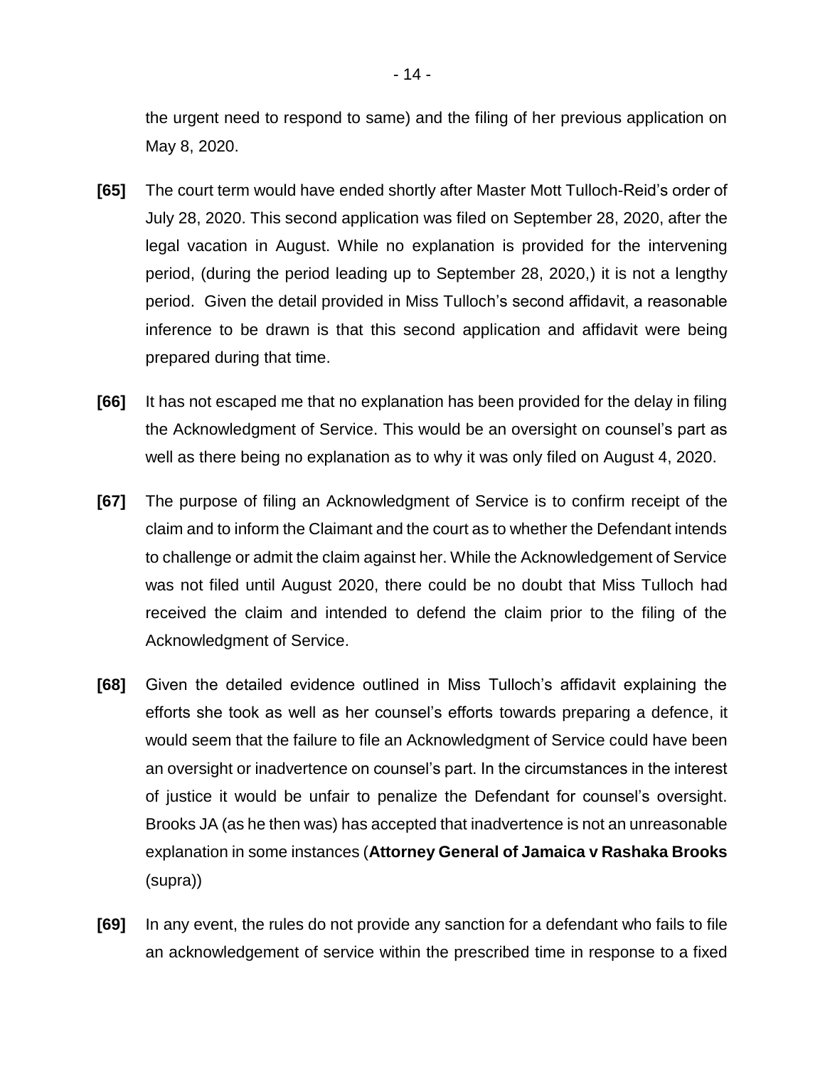the urgent need to respond to same) and the filing of her previous application on May 8, 2020.

**[65]** The court term would have ended shortly after Master Mott Tulloch-Reid's order of July 28, 2020. This second application was filed on September 28, 2020, after the legal vacation in August. While no explanation is provided for the intervening period, (during the period leading up to September 28, 2020,) it is not a lengthy period. Given the detail provided in Miss Tulloch's second affidavit, a reasonable inference to be drawn is that this second application and affidavit were being prepared during that time.

**[66]** It has not escaped me that no explanation has been provided for the delay in filing the Acknowledgment of Service. This would be an oversight on counsel's part as well as there being no explanation as to why it was only filed on August 4, 2020.

**[67]** The purpose of filing an Acknowledgment of Service is to confirm receipt of the claim and to inform the Claimant and the court as to whether the Defendant intends to challenge or admit the claim against her. While the Acknowledgement of Service was not filed until August 2020, there could be no doubt that Miss Tulloch had received the claim and intended to defend the claim prior to the filing of the Acknowledgment of Service.

**[68]** Given the detailed evidence outlined in Miss Tulloch's affidavit explaining the efforts she took as well as her counsel's efforts towards preparing a defence, it would seem that the failure to file an Acknowledgment of Service could have been an oversight or inadvertence on counsel's part. In the circumstances in the interest of justice it would be unfair to penalize the Defendant for counsel's oversight. Brooks JA (as he then was) has accepted that inadvertence is not an unreasonable explanation in some instances (**Attorney General of Jamaica v Rashaka Brooks** (supra))

**[69]** In any event, the rules do not provide any sanction for a defendant who fails to file an acknowledgement of service within the prescribed time in response to a fixed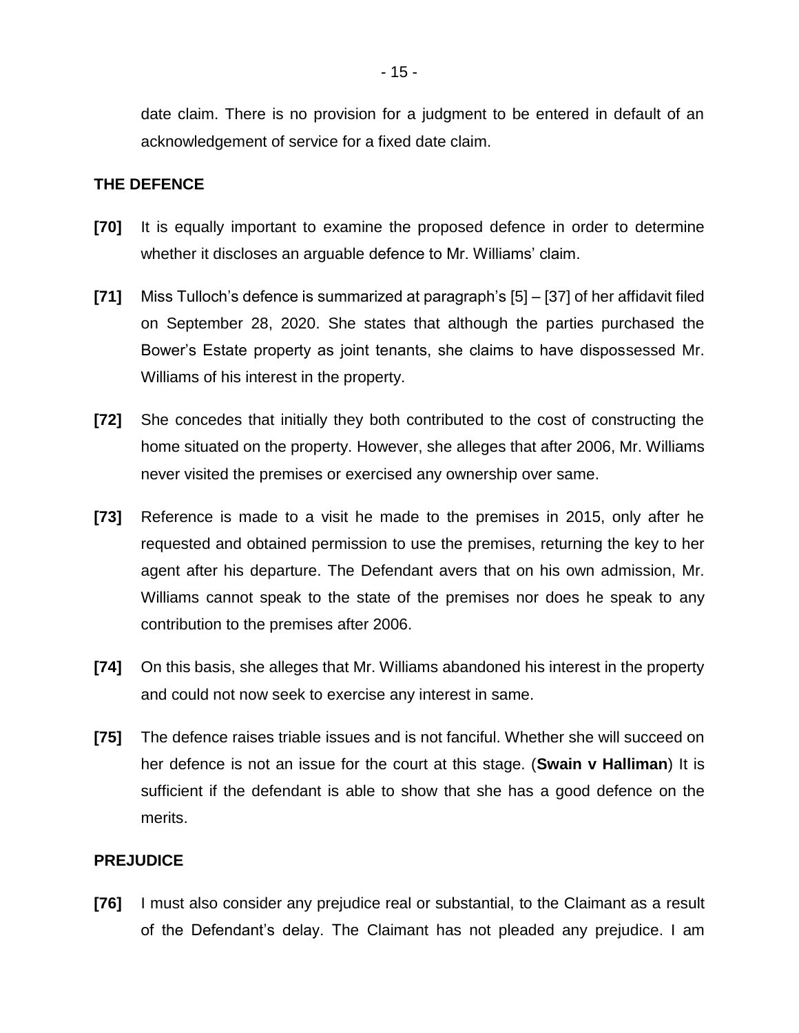date claim. There is no provision for a judgment to be entered in default of an acknowledgement of service for a fixed date claim.

**THE DEFENCE**

**[70]** It is equally important to examine the proposed defence in order to determine whether it discloses an arguable defence to Mr. Williams' claim.

**[71]** Miss Tulloch's defence is summarized at paragraph's [5] – [37] of her affidavit filed on September 28, 2020. She states that although the parties purchased the Bower's Estate property as joint tenants, she claims to have dispossessed Mr. Williams of his interest in the property.

**[72]** She concedes that initially they both contributed to the cost of constructing the home situated on the property. However, she alleges that after 2006, Mr. Williams never visited the premises or exercised any ownership over same.

**[73]** Reference is made to a visit he made to the premises in 2015, only after he requested and obtained permission to use the premises, returning the key to her agent after his departure. The Defendant avers that on his own admission, Mr. Williams cannot speak to the state of the premises nor does he speak to any contribution to the premises after 2006.

**[74]** On this basis, she alleges that Mr. Williams abandoned his interest in the property and could not now seek to exercise any interest in same.

**[75]** The defence raises triable issues and is not fanciful. Whether she will succeed on her defence is not an issue for the court at this stage. (**Swain v Halliman**) It is sufficient if the defendant is able to show that she has a good defence on the merits.

**PREJUDICE**

**[76]** I must also consider any prejudice real or substantial, to the Claimant as a result of the Defendant's delay. The Claimant has not pleaded any prejudice. I am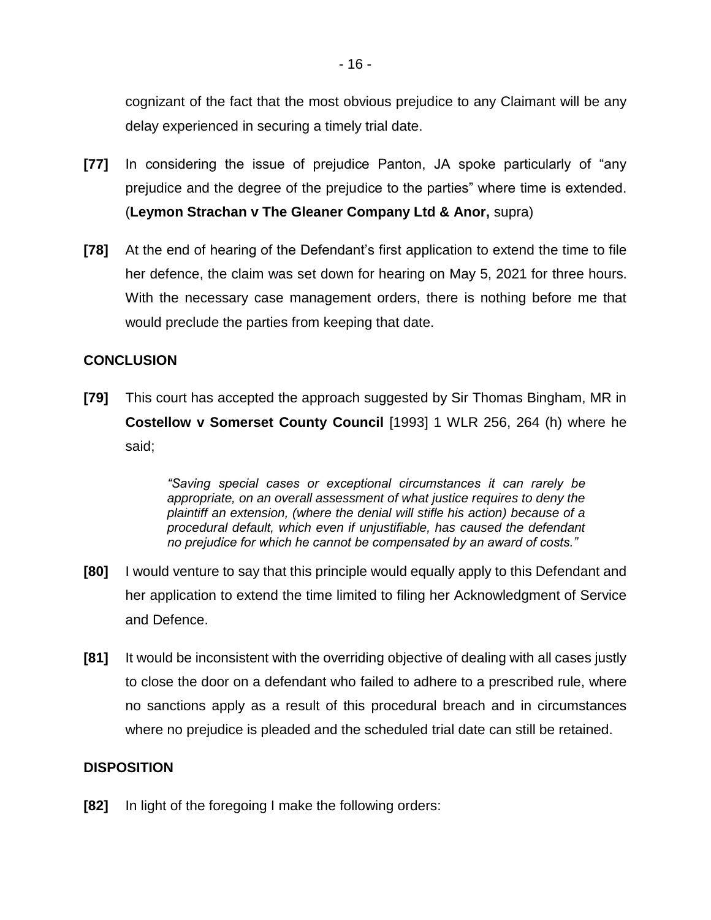cognizant of the fact that the most obvious prejudice to any Claimant will be any delay experienced in securing a timely trial date.

**[77]** In considering the issue of prejudice Panton, JA spoke particularly of "any prejudice and the degree of the prejudice to the parties" where time is extended. (**Leymon Strachan v The Gleaner Company Ltd & Anor,** supra)

**[78]** At the end of hearing of the Defendant's first application to extend the time to file her defence, the claim was set down for hearing on May 5, 2021 for three hours. With the necessary case management orders, there is nothing before me that would preclude the parties from keeping that date.

## CONCLUSION

**[79]** This court has accepted the approach suggested by Sir Thomas Bingham, MR in **Costellow v Somerset County Council** [1993] 1 WLR 256, 264 (h) where he said;

> *"Saving special cases or exceptional circumstances it can rarely be appropriate, on an overall assessment of what justice requires to deny the plaintiff an extension, (where the denial will stifle his action) because of a procedural default, which even if unjustifiable, has caused the defendant no prejudice for which he cannot be compensated by an award of costs."*

**[80]** I would venture to say that this principle would equally apply to this Defendant and her application to extend the time limited to filing her Acknowledgment of Service and Defence.

**[81]** It would be inconsistent with the overriding objective of dealing with all cases justly to close the door on a defendant who failed to adhere to a prescribed rule, where no sanctions apply as a result of this procedural breach and in circumstances where no prejudice is pleaded and the scheduled trial date can still be retained.

## DISPOSITION

**[82]** In light of the foregoing I make the following orders: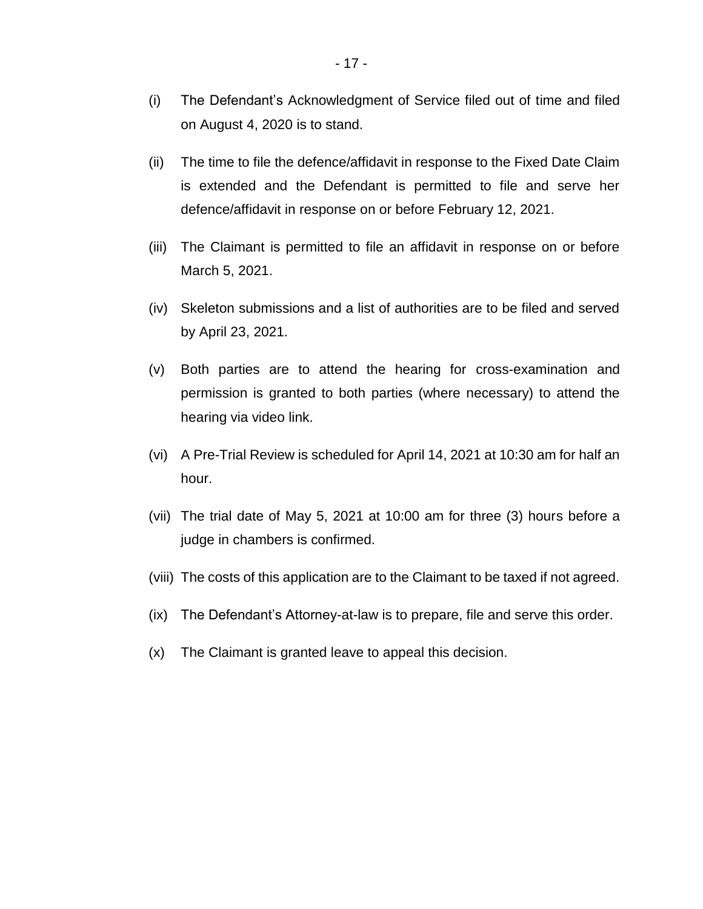(i) The Defendant's Acknowledgment of Service filed out of time and filed on August 4, 2020 is to stand.

(ii) The time to file the defence/affidavit in response to the Fixed Date Claim is extended and the Defendant is permitted to file and serve her defence/affidavit in response on or before February 12, 2021.

(iii) The Claimant is permitted to file an affidavit in response on or before March 5, 2021.

(iv) Skeleton submissions and a list of authorities are to be filed and served by April 23, 2021.

(v) Both parties are to attend the hearing for cross-examination and permission is granted to both parties (where necessary) to attend the hearing via video link.

(vi) A Pre-Trial Review is scheduled for April 14, 2021 at 10:30 am for half an hour.

(vii) The trial date of May 5, 2021 at 10:00 am for three (3) hours before a judge in chambers is confirmed.

(viii) The costs of this application are to the Claimant to be taxed if not agreed.

(ix) The Defendant's Attorney-at-law is to prepare, file and serve this order.

(x) The Claimant is granted leave to appeal this decision.